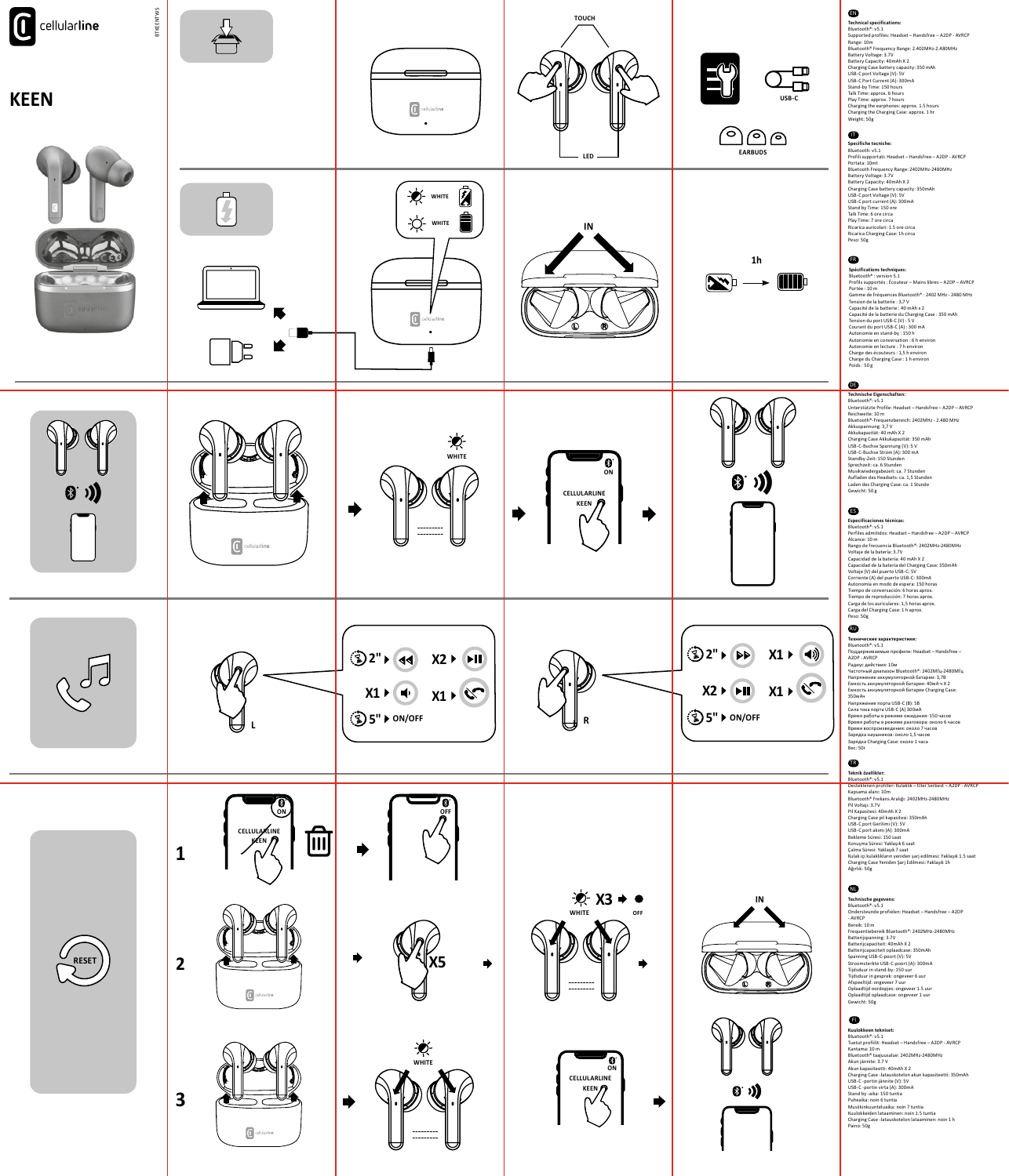cellularline

BTKEENTWS

# KEEN

TOUCH

LED

USB-C

EARBUDS

WHITE

WHITE

IN

1h

WHITE

ON

CELLULARLINE KEEN

L

2" ⏮ X2 ⏯ X1 🔉 X1 📞 5" ON/OFF

R

2" ⏭ X1 🔊 X2 ⏯ X1 📞 5" ON/OFF

RESET

1

ON

CELLULARLINE KEEN

OFF

2

X5

WHITE X3 OFF

IN

3

WHITE

ON

CELLULARLINE KEEN

## EN

**Technical specifications:**
Bluetooth®: v5.1
Supported profiles: Headset – Handsfree – A2DP - AVRCP
Range: 10m
Bluetooth® Frequency Range: 2.402MHz-2.480MHz
Battery Voltage: 3.7V
Battery Capacity: 40mAh X 2
Charging Case battery capacity: 350 mAh
USB-C port Voltage (V): 5V
USB-C Port Current (A): 300mA
Stand-by Time: 150 hours
Talk Time: approx. 6 hours
Play Time: approx. 7 hours
Charging the earphones: approx. 1.5 hours
Charging the Charging Case: approx. 1 hr
Weight: 50g

## IT

**Specifiche tecniche:**
Bluetooth: v5.1
Profili supportati: Headset – Handsfree – A2DP - AVRCP
Portata: 10mt
Bluetooth Frequency Range: 2402MHz-2480MHz
Battery Voltage: 3.7V
Battery Capacity: 40mAh X 2
Charging Case battery capacity: 350mAh
USB-C port Voltage (V): 5V
USB-C port current (A): 300mA
Stand by Time: 150 ore
Talk Time: 6 ore circa
Play Time: 7 ore circa
Ricarica auricolari: 1.5 ore circa
Ricarica Charging Case: 1h circa
Peso: 50g

## FR

**Spécifications techniques:**
Bluetooth® : version 5.1
Profils supportés : Écouteur – Mains libres – A2DP – AVRCP
Portée : 10 m
Gamme de fréquences Bluetooth® : 2402 MHz - 2480 MHz
Tension de la batterie : 3,7 V
Capacité de la batterie : 40 mAh x 2
Capacité de la batterie du Charging Case : 350 mAh
Tension du port USB-C (V) : 5 V
Courant du port USB-C (A) : 300 mA
Autonomie en stand-by : 150 h
Autonomie en conversation : 6 h environ
Autonomie en lecture : 7 h environ
Charge des écouteurs : 1,5 h environ
Charge du Charging Case : 1 h environ
Poids : 50 g

## DE

**Technische Eigenschaften:**
Bluetooth®: v5.1
Unterstützte Profile: Headset – Handsfree – A2DP – AVRCP
Reichweite: 10 m
Bluetooth®-Frequenzbereich: 2402MHz - 2.480 MHz
Akkuspannung: 3,7 V
Akkukapazität: 40 mAh X 2
Charging Case Akkukapazität: 350 mAh
USB-C-Buchse Spannung (V): 5 V
USB-C-Buchse Strom (A): 300 mA
Standby-Zeit: 150 Stunden
Sprechzeit: ca. 6 Stunden
Musikwiedergabezeit: ca. 7 Stunden
Aufladen des Headsets: ca. 1,5 Stunden
Laden des Charging Case: ca. 1 Stunde
Gewicht: 50 g

## ES

**Especificaciones técnicas:**
Bluetooth®: v5.1
Perfiles admitidos: Headset – Handsfree – A2DP – AVRCP
Alcance: 10 m
Rango de frecuencia Bluetooth®: 2402MHz-2480MHz
Voltaje de la batería: 3.7V
Capacidad de la batería: 40 mAh X 2
Capacidad de la batería del Charging Case: 350mAh
Voltaje (V) del puerto USB-C: 5V
Corriente (A) del puerto USB-C: 300mA
Autonomía en modo de espera: 150 horas
Tiempo de conversación: 6 horas aprox.
Tiempo de reproducción: 7 horas aprox.
Carga de los auriculares: 1,5 horas aprox.
Carga del Charging Case: 1 h aprox.
Peso: 50g

## RU

**Технические характеристики:**
Bluetooth®: v5.1
Поддерживаемые профили: Headset – Handsfree – A2DP - AVRCP
Радиус действия: 10м
Частотный диапазон Bluetooth®: 2402МГц-2480МГц
Напряжение аккумуляторной батареи: 3,7В
Емкость аккумуляторной батареи: 40мА·ч X 2
Емкость аккумуляторной батареи Charging Case: 350мА·ч
Напряжение порта USB-C (В): 5В
Сила тока порта USB-C (А): 300мА
Время работы в режиме ожидания: 150 часов
Время работы в режиме разговора: около 6 часов
Время воспроизведения: около 7 часов
Зарядка наушников: около 1,5 часов
Зарядка Charging Case: около 1 часа
Вес: 50г

## TR

**Teknik özellikler:**
Bluetooth®: v5.1
Desteklenen profiller: Kulaklık – Eller Serbest – A2DP - AVRCP
Kapsama alanı: 10m
Bluetooth® Frekans Aralığı: 2402MHz-2480MHz
Pil Voltajı: 3.7V
Pil Kapasitesi: 40mAh X 2
Charging Case pil kapasitesi: 350mAh
USB-C Port Gerilimi (V): 5V
USB-C port akımı (A): 300mA
Bekleme Süresi: 150 saat
Konuşma Süresi: Yaklaşık 6 saat
Çalma Süresi: Yaklaşık 7 saat
Kulak içi kulaklıkların yeniden şarj edilmesi: Yaklaşık 1.5 saat
Charging Case Yeniden Şarj Edilmesi: Yaklaşık 1h
Ağırlık: 50g

## NL

**Technische gegevens:**
Bluetooth®: v5.1
Ondersteunde profielen: Headset – Handsfree – A2DP - AVRCP
Bereik: 10 m
Frequentiebereik Bluetooth®: 2402MHz-2480MHz
Batterijspanning: 3.7V
Batterijcapaciteit: 40mAh X 2
Batterijcapaciteit oplaadcase: 350mAh
Spanning USB-C-poort (V): 5V
Stroomsterkte USB-C-poort (A): 300mA
Tijdsduur in stand-by: 150 uur
Tijdsduur in gesprek: ongeveer 6 uur
Afspeeltijd: ongeveer 7 uur
Opplaadtijd oordopjes: ongeveer 1.5 uur
Opplaadtijd oplaadcase: ongeveer 1 uur
Gewicht: 50g

## FI

**Kuulokkeen tekniset:**
Bluetooth®: v5.1
Tuetut profiilit: Headset – Handsfree – A2DP - AVRCP
Kantama: 10 m
Bluetooth® taajuusalue: 2402MHz-2480MHz
Akun jännite: 3.7 V
Akun kapasiteetti: 40mAh X 2
Charging Case -latauskotelon akun kapasiteetti: 350mAh
USB-C -portin jännite (V): 5V
USB-C -portin virta (A): 300mA
Stand by -aika: 150 tuntia
Puheaika: noin 6 tuntia
Musiikinkuunteluaika: noin 7 tuntia
Kuulokkeiden lataaminen: noin 1.5 tuntia
Charging Case -latauskotelon lataaminen: noin 1 h
Paino: 50g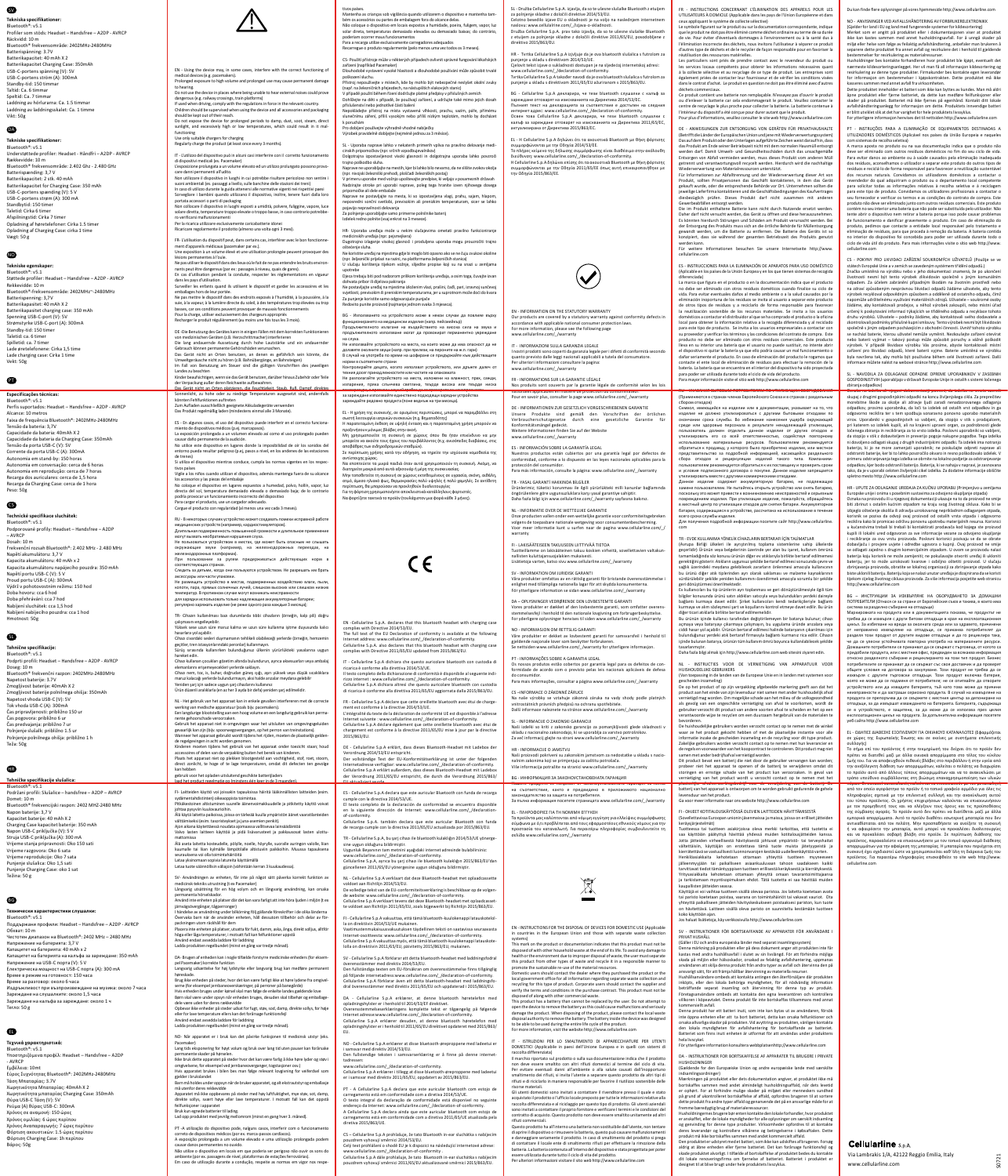SV

**Tekniska specifikationer:**
Bluetooth®: v5.1
Profiler som stöds: Headset – Handsfree – A2DP - AVRCP
Räckvidd: 10 m
Bluetooth® frekvensområde: 2402MHz-2480MHz
Batterispänning: 3.7V
Batterikapacitet: 40 mAh X 2
Batterikapacitet Charging Case: 350mAh
USB-C-portens spänning (V): 5V
USB-C-portens ström (A): 300mA
Standby-tid: 150 timmar
Taltid: Ca. 6 timmar
Speltid: Ca. 7 timmar
Laddning av hörlurarna: Ca. 1.5 timmar
Laddning av laddningsskalet: Ca. 1 timme
Vikt: 50g

DA

**Tekniske specifikationer:**
Bluetooth®: v5.1
Understøttede profiler: Headset - Håndfri – A2DP - AVRCP
Rækkevidde: 10 m
Bluetooth® frekvensområde: 2.402 Ghz - 2.480 GHz
Batterispænding: 3,7 V
Batterikapacitet: 2 stk. 40 mAh
Batterikapacitet for Charging Case: 350 mAh
USB-C-portens spænding [V]: 5 V
USB-C-portens strøm (A): 300 mA
Standbytid: 150 timer
Taletid: Cirka 6 timer
Afspilningstid: Cirka 7 timer
Opladning af høretelefoner: Cirka 1.5 timer
Opladning af Charging Case: cirka 1 time
Vægt: 50 g

NO

**Tekniske egenskaper:**
Bluetooth®: v5.1
Støttede profiler: Headset – Handsfree – A2DP - AVRCP
Rekkevidde: 10 m
Bluetooth® frekvensområde: 2402MHz~2480MHz
Batterispenning: 3,7V
Batterikapasitet: 40 mAh X 2
Batterikapasitet ladeetui: 350 mAh
Spenning USB-C-port (V): 5V
Strømstyrke USB-C-port (A): 300 mA
Autonomi i standby: 150 timer
Samtaletid: Ca. 6 timer
Spilletid: ca. 7 timer
Lade øretelefonene: Cirka 1,5 time
Lade charging case: Cirka 1 time
Vekt: 50g

PT

**Especificações técnicas:**
Bluetooth®: v5.1
Perfis suportados: Headset – Handsfree – A2DP - AVRCP
Alcance: 10 metros
Faixa de frequência Bluetooth®: 2402MHz-2480MHz
Tensão da bateria: 3,7V
Capacidade da bateria: 40mAh X 2
Capacidade da bateria do Charging Case: 350mAh
Tensão da porta USB-C (V): 5V
Corrente da porta USB-C (A): 300mA
Autonomia em stand-by: 150 horas
Autonomia em conversação: cerca de 6 horas
Autonomia em reprodução: cerca de 7 horas
Recarga dos auriculares: cerca de 1,5 hora
Recarga da Charging Case: cerca de 1 hora
Peso: 50g

CS

**Technické specifikace sluchátek:**
Bluetooth®: v5.1
Podporované profily: Headset – Handsfree – A2DP - AVRCP
Dosah: 10 m
Frekvenční rozsah Bluetooth®: 2.402 MHz - 2.480 MHz
Napětí akumulátoru: 3,7 V
Kapacita akumulátoru: 40 mAh x 2
Kapacita akumulátoru nabíjecího pouzdra: 350 mAh
Napětí portu USB-C (V): 5 V
Proud portu USB-C (A): 300mA
Výdrž v pohotovostním režimu: 150 hod
Doba hovoru: cca 6 hod
Doba přehrávání: cca 7 hod
Nabíjení sluchátek: cca 1,5 hod
Nabíjení nabíjecího pouzdra: cca 1 hod
Hmotnost: 50g

SL

**Tehnične specifikacije:**
Bluetooth®: v5.1
Podprti profili: Headset – Handsfree – A2DP - AVRCP
Doseg: 10 m
Frekvenčni razpon Bluetooth®: 2402MHz-2480MHz
Napetost baterije: 3,7V
Zmogljivost baterije: 40mAh X 2
Zmogljivost baterije polnilnega ohišja: 350mAh
Napetost vhoda USB-C (V): 5V
Tok vhoda USB-C (A): 300mA
Čas pripravljenosti: približno 150 ur
Čas pogovora: približno 6 ur
Čas predvajanja: približno 7 ur
Polnjenje slušalk: približno 1.5 ur
Polnjenje polnilnega ohišja: približno 1 h
Teža: 50g

HR

**Tehničke specifikacije slušalica:**
Bluetooth®: v5.1
Podržani profili: Slušalice – Handsfree – A2DP – AVRCP
Domet: 10 m
Bluetooth® frekvencijski raspon: 2402 MHz-2480 MHz
Napon baterije: 3,7 V
Kapacitet baterije: 40 mAh X 2
Charging Case kapacitet baterije: 350 mAh
Napon USB-C priključka (V): 5 V
Struja USB-C priključka (A): 300 mA
Vrijeme pripravnosti: Oko 150 sati
Vrijeme razgovora: Oko 6 sata
Vrijeme reprodukcije: Oko 7 sata
Punjenje slušalica: Oko 1,5 sati
Punjenje Charging Case: oko 1 sat
Težina: 50 g

BG

**Технически характеристики слушалки:**
Bluetooth®: v5.1
Поддържани профили: Headset – Handsfree – A2DP – AVRCP
Обхват: 10 m
Честотен диапазон на Bluetooth®: 2402 MHz – 2480 MHz
Напрежение на батерията: 3,7 V
Капацитет на батерията: 40 mAh x 2
Капацитет на батерията на калъфа за зареждане: 350 mAh
Напрежение на USB-C порта (V): 5 V
Електрически ток на USB-C порта (A): 300 mA
Време в режим на готовност: 150 часа
Време за разговор: около 6 часа
Издръжливост при възпроизвеждане на музика: около 7 часа
Зареждане на слушалките: около 1.5 часа
Зареждане на калъфа за зареждане: около 1 ч
Тегло: 50 g

EL

**Τεχνικά χαρακτηριστικά:**
Bluetooth®: v5.1
Υποστηριζόμενα προφίλ: Headset – Handsfree – A2DP - AVRCP
Εμβέλεια: 10m
Εύρος Συχνοτήτων Bluetooth®: 2402MHz-2480MHz
Τάση Μπαταρίας: 3,7V
Χωρητικότητα Μπαταρίας: 40mAh X 2
Χωρητικότητα μπαταρίας Charging Case: 350mAh
Τάση θύρας USB-C (V): 5V
Ρεύμα (A) θύρας USB-C: 300mA
Χρόνος σε αναμονή: 150 ώρες
Χρόνος ομιλίας: 6 ώρες περίπου
Χρόνος Αναπαραγωγής: 7 ώρες περίπου
Φόρτιση ακουστικών: 1.5 ώρες περίπου
Φόρτιση Charging Case: 1h περίπου
Βάρος: 50g

EN - Using the device may, in some cases, interfere with the correct functioning of medical devices (e.g. pacemakers).
Prolonged exposure to high volume and prolonged use may cause permanent damage to hearing.
Do not use the device in places where being unable to hear external noises could prove dangerous (e.g. railway crossings, train platforms)
If used when driving, comply with the regulations in force in the relevant country.
Children should be supervised when using the device and all accessories and packaging should be kept out of their reach.
Do not expose the device for prolonged periods to damp, dirt, dust, steam, direct sunlight, and excessively high or low temperatures, which could result in it malfunctioning.
Use only suitable chargers for charging
Regularly charge the product (at least once every 3 months).

IT - L'utilizzo del dispositivo può in alcuni casi interferire con il corretto funzionamento di apparecchiature medicali (es. Pacemaker)
L'esposizione prolungata a un volume elevato ed un utilizzo prolungato possono provocare danni permanenti all'udito.
Non utilizzare il dispositivo in luoghi in cui potrebbe risultare pericoloso non sentire i suoni ambientali (es. passaggi a livello, sulle banchine delle stazioni dei treni)
In caso di utilizzo durante la guida attenersi alle normative vigenti nei rispettivi paesi
Sorvegliare i bambini quando utilizzano il dispositivo e tenere fuori dalla loro portata accessori e parti di packaging
Non collocare il dispositivo in luoghi esposti a umidità, polvere, fuliggine, vapore, luce solare diretta, temperature troppo elevate o troppo basse, in caso contrario potrebbero verificarsi malfunzionamenti
Per la ricarica utilizzare esclusivamente caricabatterie idonei
Ricaricare regolarmente il prodotto (almeno una volta ogni 3 mesi).

FR - L'utilisation du dispositif peut, dans certains cas, interférer avec le bon fonctionnement d'appareils médicaux (pacemaker par ex.).
Une exposition à un volume élevé et une utilisation prolongée peuvent provoquer des lésions permanentes à l'ouïe.
Ne pas utiliser le dispositif dans des lieux où le fait de ne pas entendre les bruits environnants peut être dangereux (par ex. : passages à niveau, quais de gares).
En cas d'utilisation pendant la conduite, respecter les réglementations en vigueur dans les pays d'utilisation.
Surveiller les enfants quand ils utilisent le dispositif et garder les accessoires et les emballages hors de leur portée.
Ne pas mettre le dispositif dans des endroits exposés à l'humidité, à la poussière, à la suie, à la vapeur, à la lumière directe du soleil, à des températures trop élevées ou trop basses, car ces conditions peuvent provoquer de mauvais fonctionnements
Pour la charge, utiliser exclusivement des chargeurs appropriés
Recharger le produit régulièrement (au moins une fois tous les 3 mois).

DE - Die Benutzung des Gerätes kann in einigen Fällen mit dem korrekten Funktionieren von medizinischen Geräten (z.B. Herzschrittmacher) interferieren
Die lang andauernde Aussetzung durch hohe Lautstärke und ein andauernder Gebrauch können permanente Gehörschäden verursachen.
Das Gerät nicht an Orten benutzen, an denen es gefährlich sein könnte, die Umweltgeräusche nicht zu hören (z.B. Bahnübergänge, an Bahnsteigen)
Im Fall von Benutzung am Steuer sind die gültigen Vorschriften des jeweiligen Landes zu beachten
Kinder beaufsichtigen, wenn sie das Gerät benutzen; darüber hinaus Zubehör oder Teile der Verpackung außer deren Reichweite aufbewahren.
Das Gerät nicht an Orten platzieren, die Feuchtigkeit, Staub, Ruß, Dampf, direktes Sonnenlicht, zu hohen oder zu niedrige Temperaturen ausgesetzt sind, andernfalls können Störungen auftreten
Zum Aufladen ausschließlich geeignete Akkuladegeräte verwenden
Das Produkt regelmäßig laden (mindestens einmal alle 3 Monate).

ES - En algunos casos, el uso del dispositivo puede interferir en el correcto funcionamiento de dispositivos médicos (p.ej. marcapasos).
La exposición prolongada a un volumen elevado así como el uso prolongado pueden causar daños permanentes de la audición.
No utilice este dispositivo en lugares donde la imposibilidad de oír los sonidos del entorno pueda resultar peligroso (p.ej. pasos a nivel, en los andenes de las estaciones de trenes)
Si utiliza el dispositivo mientras conduce, cumpla las normas vigentes en los respectivos países
Vigile a los niños cuando utilizan el dispositivo, además mantenga fuera de su alcance los accesorios y las piezas del embalaje
No coloque el dispositivo en lugares expuestos a humedad, polvo, hollín, vapor, luz directa del sol, temperaturas demasiado elevadas o demasiado bajas; de lo contrario podría provocar un funcionamiento incorrecto del dispositivo
Para cargar el producto, use un cargador adecuado.
Cargue el producto con regularidad (al menos una vez cada 3 meses).

RU - В некоторых случаях устройство может создавать помехи исправной работе медицинских устройств (например, кардиостимуляторов).
Длительная подверженность повышенной громкости и длительное применение могут вызывать необратимые нарушения слуха.
Не пользуйтесь устройством в местах, где может быть опасным не слышать окружающих звуков (например, на железнодорожных переездах, на железнодорожных платформах).
При пользовании за рулем придерживайтесь действующих норм в соответствующих странах.
Следите за детьми, когда они пользуются устройством. Не разрешайте им брать аксессуары или части упаковки.
Не размещайте устройство в местах, подверженных воздействию влаги, пыли, копоти, пара, прямых солнечных лучей, слишком высоких или слишком низких температур. В противном случае могут возникать неисправности
Для зарядки используйте только подходящие аккумуляторные батареи;
регулярно заряжайте изделие (не реже одного раза каждые 3 месяца).

TR - Cihazın kullanılması bazı durumlarda tıbbi cihazların (örneğin, kalp pili) doğru çalışmasını engelleyebilir.
Yüksek sese uzun süre maruz kalma ve uzun süre kullanma işitme duyusunda kalıcı hasarlara yol açabilir.
Cihazı civardaki sesleri duymamanın tehlikeli olabileceği yerlerde (örneğin, hemzemin geçitler, tren istasyonlarındaki perondaki) kullanmayın.
Sürüş sırasında kullanılması halinde bulunulan ülkenin yürürlükteki yasalarına uygun hareket edin.
Cihazı kullanan çocuklar gözetim altında tutulmalıdır, ayrıca aksesuarları veya ambalaj elemanlarını erişemeyecekleri yerlerde saklayın.
Cihazı nem, toz, is, buhar, doğrudan güneş ışığı, aşırı yüksek veya düşük sıcaklıklara maruz kalacağı yerlerde bulundurmayın; aksi halde arızalar meydana gelebilir
Yeniden şarj için sadece uygun şarj cihazları kullanın
Ürünü düzenli olarak şarj edin (en az her 3 ayda bir defa).

NL - Het gebruik van het apparaat kan in enkele gevallen interfereren met de correcte werking van medische apparatuur (zoals bijv. pacemakers).
Een langdurige blootstelling aan een hoog volume en een langdurig gebruik kan permanente gehoorschade veroorzaken.
Gebruik het apparaat niet in omgevingen waar het uitsluiten van omgevingsgeluiden gevaarlijk kan zijn (bijv. spoorwegovergangen, op het perron van treinstations).
Wanneer het apparaat gebruikt wordt tijdens het rijden, moeten de plaatselijk geldende regelgevingen in acht worden genomen.
Kinderen moeten tijdens het gebruik van het apparaat onder toezicht staan; houd accessoires of delen van de verpakking buiten het bereik van kinderen.
Plaats het apparaat niet op plekken blootgesteld aan vochtigheid, stof, roet, stoom, direct zonlicht, te hoge of te lage temperaturen, omdat dit tot storingen zou kunnen leiden.
gebruik voor het opladen uitsluitend geschikte batterijladers
laad het product regelmatig op (minstens één keer in de 3 maanden).

FI - Laitteen käyttö voi joissakin tapauksissa häiritä lääkinnällisten laitteiden (esim. sydämentahdistimen) oikeaa toimintaa.
Pitkäkestoinen altistuminen suurelle äänenvoimakkuudelle ja pitkittynyt käyttö voivat johtaa pysyviin kuulovaurioihin.
Älä käytä laitetta paikoissa, joissa on tärkeää kuulla ympäristön äänet vaaratilanteiden välttämiseksi (esim. tasoristeykset ja juna-asemien laiturit).
Ajon aikana käytettäessä noudata ajomaassa voimassa olevia lakimääräyksiä
Valvo lasten laitteen käyttöä ja pidä lisävarusteet ja pakkausosat lasten ulottumattomissa
Älä aseta laitetta kosteuden, pölyn, noen, höyryn, suoralle auringonvalolle, liian kuumalle tai liian kylmälle lämpötilalle altistuviin paikkoihin. Muussa tapauksessa seurauksena voi olla toimintahäiriöitä
Käytä lataamiseen vain sopivia latureita
Lataa tuote säännöllisin väliajoin (vähintään kerran 3 kuukaudessa).

SV - Användningen av enheten, kan i vissa fall påverka korrekt funktion av medicinsk-tekniska utrustning (t.ex Pacemaker)
Långvarig utsättning för en hög volym och en långvarig användning kan orsaka permanenta hörselskador.
Använd inte enheten på platser där det kan vara farligt att inte höra ljuden i miljön (t.ex järnvägsövergångar, tågperronger).
I händelse av användning under bilkörning följ gällande förordningar i de olika länderna
Övervaka barn när de använder enheten, håll dessutom tillbehör och delar av förpackningen utom räckhåll för dem
Placera inte enheten på platser, utsatta för fukt, damm, sot, ånga, direkt solljus, alltför höga eller låga temperaturer, i motsatt fall kan felfunktioner uppstå
Använd endast avsedda laddare för laddning
Ladda produkten regelbundet (minst en gång var tredje månad).

DA - Brugen af enheden kan i nogle tilfælde forstyrre medicinske enheders (for eksempel Pacemaker) korrekte funktion
Langvarig udsættelse for høj lydstyrke eller langvarig brug kan medføre permanent høreskade.
Brug ikke enheden på steder, hvor det kan være farligt ikke at høre lydene fra omgivelserne (for eksempel jernbaneoverskæringer, på perroner på banegårde)
Hvis enheden bruges under kørsel skal man følge de aktuelle gældende landets love
Hold øje med børn under brug af enheden, desuden skal tilbehør og emballagedele være uden for deres rækkevidde
Opbevar ikke enheden på steder udsat for fugt, støv, sod, damp, direkte sollys, for høje eller for lave temperaturer ellers kan der forekomme funktionsfejl
Anvend kun egnede opladere til opladning
Oplad produktet regelmæssigt (mindst én gang hver 3. måned).

NO - Når apparatet er i bruk kan det påvirke funksjonen til medisinsk utstyr (eks. Pacemaker)
Lang tids eksponering for høyt volum og bruk over lang tid uten pauser kan forårsake permanente skader på hørselen.
Ikke bruk dette apparatet på steder hvor det kan være farlig å ikke høre lyder og støy i omgivelsene, for eksempel ved jernbaneoverganger, togstasjoner osv.)
Hvis apparatet brukes i bilen bes man følge relevant lovgivning som gjelder i bruksstedet.
Barn må holdes under oppsyn når de bruker apparatet, og alt ekstrautstyr og emballasje må holdes utenfor deres rekkevidde
Apparatet må ikke oppbevares på steder med høy luftfuktighet, mye støv, sot, damp, direkte sollys, svært høye eller lave temperaturer. I motsatt fall kan det oppstå feilfunksjoner.
Bruk kun egnede batterier til lading.
Lad opp produktet med jevne mellomrom (minst en gang hver 3. måned).

PT - A utilização do dispositivo pode, nalguns casos, interferir com o funcionamento correto de dispositivos médicos (por ex. marca-passos cardíacos).
A exposição prolongada a um volume elevado e uma utilização prolongada podem causar danos permanentes no ouvido.
Não utilize o dispositivo em locais em que poderia ser perigoso não ouvir os sons do ambiente (por ex. passagens de nível, plataformas de estações ferroviárias).
Em caso de utilização durante a condução, respeite as normas em vigor nos respetivos países
Mantenha as crianças sob vigilância quando utilizarem o dispositivo e mantenha também os acessórios ou as partes de embalagem fora do alcance delas.
Não coloque o dispositivo em locais expostos a humidade, poeira, fuligem, vapor, luz solar direta, temperaturas demasiado elevadas ou demasiado baixas; caso contrário, poderiam ocorrer maus funcionamentos
Para a recarga utilize exclusivamente carregadores adequados
Recarregue o produto regularmente (pelo menos uma vez todos os 3 meses).

CS - Použití přístroje může v některých případech ovlivnit správné fungování lékařských zařízení (například Pacemaker)
Dlouhodobé vystavení vysoké hlasitosti a dlouhodobé používání může způsobit trvalé poškození sluchu.
Přístroj nepoužívejte v místech, kde by mohlo být nebezpečné neslyšet okolní zvuky (např. na železničních přejezdech, na nástupištích vlakových stanic)
V případě použití během řízení dodržujte platné předpisy v příslušných zemích
Dohlížejte na děti v případě, že používají zařízení, a udržujte také mimo jejich dosah příslušenství a části obalů
Nepokládejte přístroj na místa vystavená vlhkosti, prachu, sazím, páře, přímému slunečnímu záření, příliš vysokým nebo příliš nízkým teplotám, mohlo by docházet k poruchám
Pro dobíjení používejte výhradně vhodné nabíječky
Výrobek pravidelně dobíjejte (nejméně jednou za 3 měsíce).

SL - Uporaba naprave lahko v nekaterih primerih vpliva na pravilno delovanje medicinskih pripomočkov (npr. srčnih spodbujevalnikov)
Dolgotrajna izpostavljenost visoki glasnosti in dolgotrajna uporaba lahko povzroči trajne poškodbe sluha.
Naprave ne uporabljajte na mestih, kjer bi lahko bilo nevarno, da ne slišite zvokov okolja (npr. nivojski prehodi, železniški peroni).
V primeru uporabe med vožnjo upoštevajte predpise, ki veljajo v posameznih državah.
Nadzirajte otroke pri uporabi naprave, poleg tega hranite izven njihovega dosega pripomočke ali dele embalaže
Naprave ne postavljajte na mesta, ki so izpostavljena vlagi, prahu, sajam, hlapom, neposredni sončni svetlobi, previsokim ali prenizkim temperaturam, sicer se lahko pojavijo nepravilnosti delovanja
Za polnjenje uporabljajte samo primerne polnilnike baterij
Izdelek redno polnite (vsaj enkrat na 3 mesece).

HR - Uporaba uređaja može u nekim slučajevima ometati pravilno funkcioniranje medicinskih uređaja (npr. pejsmejkera)
Dugotrajno izlaganje visokoj glasnoći i produljena uporaba mogu prouzročiti trajno oštećenje sluha.
Ne koristite uređaj na mjestima gdje bi moglo biti opasno ako se ne čuju zvukovi okoline (npr. željeznički prijelazi na cesti, na platformama željezničkih stanica)
U slučaju korištenja tijekom vožnje, slijedite propise koji su na snazi u pojedinim zemljama
Djeca trebaju biti pod nadzorom prilikom korištenja uređaja, a osim toga, čuvajte izvan dohvata pribor ili dijelove pakiranja
Ne postavljajte uređaj na mjestima izloženim vlazi, prašini, čađi, pari, izravnoj sunčevoj svjetlosti, previsokim ili preniskim temperaturama, jer u suprotnom može doći do kvara
Za punjenje koristite samo odgovarajuće punjače
Redovito punite proizvod (najmanje jednom svaka 3 mjeseca).

BG - Използването на устройството може в някои случаи да повлияе върху функционирането на медицински изделия (напр. пейсмейкъри)
Продължителното излагане на въздействието на висока сила на звука и продължителното използване могат да причинят трайно увреждане на слуха.
Не използвайте устройството на места, на които може да има опасност да не доловите звуците около вас (напр. при прелези, на железопътни перони)
В случай на употреба по време на шофиране се придържайте към действащите норми в съответните страни
Контролирайте децата, когато използват устройството, като държите далеч от техния достъп принадлежностите или частите от опаковката.
Не разполагайте устройството на места, изложени на влажност, прах, сажди, изпарения, пряка слънчева светлина, твърде високи или твърде ниски температури, в противен случай може да възникнат неизправности
за зареждане използвайте единствено подходящи зарядни устройства
презареждайте редовно продукта (поне веднъж на всеки 3 месеца).

EL - Η χρήση της συσκευής, σε ορισμένες περιπτώσεις, μπορεί να παρεμβαίνει στη σωστή λειτουργία ιατρικών συσκευών (π.χ. βηματοδότες)
Η παρατεταμένη έκθεση σε υψηλή ένταση και η παρατεταμένη χρήση μπορούν να προκαλέσουν μόνιμη βλάβη στην ακοή.
Μη χρησιμοποιείτε τη συσκευή σε χώρους όπου η αδυναμία να ακούτε τους περιβαλλοντικούς ήχους μπορεί να είναι επικίνδυνη (π.χ. ισόπεδες διαβάσεις, στις αποβάθρες των σιδηροδρομικών σταθμών)
Σε περίπτωση χρήσης κατά την οδήγηση, να τηρείτε τους ισχύοντες κανονισμούς της αντίστοιχης χώρας
Να επιτηρείτε τα παιδιά όταν αυτά χρησιμοποιούν τη συσκευή. Ακόμα, να διατηρείτε μακριά από αυτά αξεσουάρ ή μέρη της συσκευασίας
Μην τοποθετείτε τη συσκευή σε χώρους εκτεθειμένους σε υγρασία, σκόνη, αιθάλη, ατμό, άμεσο ηλιακό φως, θερμοκρασίες πολύ υψηλές ή πολύ χαμηλές. Σε αντίθετη περίπτωση, θα μπορούσαν να προκληθούν δυσλειτουργίες
Για τη φόρτιση χρησιμοποιείτε αποκλειστικά κατάλληλους φορτιστές
Να φορτίζετε τακτικά το προϊόν (τουλάχιστον μία φορά κάθε 3 μήνες).

EN - Cellularline S.p.A. declares that this bluetooth headset with charging case complies with Directive 2014/53/EU. The full text of the EU Declaration of conformity is available at the following Internet address: www.cellularline.com/_/declaration-of-conformity.
Cellularline S.p.A. also declares that this bluetooth headset with charging case complies with Directive 2011/65/EU updated from 2015/863/EU.

IT - Cellularline S.p.A. dichiara che questo auricolare bluetooth con custodia di ricarica è conforme alla direttiva 2014/53/UE. Il testo completo della dichiarazione di conformità è disponibile al seguente indirizzo internet: www.cellularline.com/_/declaration-of-conformity.
Cellularline S.p.A. dichiara altresì che questo auricolare bluetooth con custodia di ricarica è conforme alla direttiva 2011/65/EU aggiornata dalla 2015/863/EU.

FR - Cellularline S.p.A. déclare que cette oreillette Bluetooth avec étui de chargement est conforme à la directive 2014/53/UE. L'intégralité du texte de la déclaration de conformité UE est disponible à l'adresse Internet suivante : www.cellularline.com/_/declaration-of-conformity.
Cellularline S.p.A. déclare également que cette oreillette bluetooth avec étui de chargement est conforme à la directive 2011/65/UE mise à jour par la directive 2015/863/UE.

DE - Cellularline S.p.A. erklärt, dass dieses Bluetooth-Headset mit Ladeetui der Richtlinie 2014/53/EU entspricht. Der vollständige Text der EU-Konformitätserklärung ist unter der folgenden Internetadresse verfügbar: www.cellularline.com/_/declaration-of-conformity.
Cellularline S.p.A erklärt außerdem, dass dieses Bluetooth-Headset mit Ladeetui der Richtlinie 2011/65/EU entspricht, die durch die Verordnung 2015/863/EU aktualisiert wurde.

ES - Cellularline S.p.A. declara que este auricular bluetooth con funda de recarga cumple con la directiva 2014/53/UE. El texto completo de la declaración de conformidad se encuentra disponible en la siguiente dirección de Internet: www.cellularline.com/_/declaration-of-conformity.
Cellularline S.p.A. también declara que este auricular bluetooth con funda de recarga cumple con la directiva 2011/65/UE actualizada por 2015/863/UE.

TR - Cellularline S.p.A., şarj kutulu bu kablosuz kulaklığın 2014/53/EU direktifine uygun olduğunu beyan eder. AB uygunluk beyanının tam metnine aşağıdaki internet adresinden ulaşılabilir: www.cellularline.com/_/declaration-of-conformity.
Cellularline S.p.A, ayrıca bu şarj kılıflı bluetooth kulaklığın 2015/863/EU ile güncellenen 2011/65/EU yönergesine uygun olduğunu bildirmiştir.

NL - Cellularline S.p.A. verklaart dat deze Bluetooth-headset met oplaadcassette voldoet aan Richtlijn 2014/53/EU.
De volledige tekst van de EU-conformiteitsverklaring is beschikbaar op de volgende website: www.cellularline.com/_/declaration-of-conformity.
Cellularline S.p.A verklaart tevens dat deze Bluetooth-headset met oplaadcassette voldoet aan Richtlijn 2011/65/EU, zoals bijgewerkt bij Richtlijn 2015/863/EU.

FI - Cellularline S.p.A vakuuttaa, että tämä bluetooth-kuulokemappi latauskotelolla on direktiivin 2014/53/EU mukainen. EU-vaatimustenmukaisuusvakuutuksen täydellinen teksti on saatavissa seuraavasta Internet-osoitteesta: www.cellularline.com/_/declaration-of-conformity.
Cellularline S.p.A vakuuttaa myös, että tämä bluetooth-kuulokemappi latauskotelolla on direktiivin 2011/65/EU, päivitetty 2015/863/EU, mukainen.

SV - Cellularline S.p.A förklarar att detta Bluetooth-headset med laddningsfodral överensstämmer med direktiv 2014/53/EU.
Den fullständiga texten om EU-försäkran om överensstämmelse finns tillgänglig på följande internetadress: www.cellularline.com/_/declaration-of-conformity.
Cellularline S.p.A förklarar även att detta Bluetooth-headset med laddningsfodral överensstämmer med direktiv 2011/65/EU uppdaterat med 2015/863/EU.

DA - Cellularline S.p.A. erklærer, at denne bluetooth hovedtelefon med opladningsetui er i henhold til direktiv 2014/53/EF.
Overensstemmelseserklæringens komplette tekst er tilgængelig på følgende internetadresse: www.cellularline.com/_/declaration-of-conformity.
Cellularline S.p.A. erklærer desuden, at denne bluetooth hovedtelefon med opladningsetui er i henhold til direktiv 2011/65/EU opdateret af 2015/863/EU.

NO - Cellularline S.p.A. erklærer at disse bluetooth-øreproppene med ladeetui er i samsvar med direktiv 2014/53/EU.
Den fullstendige teksten til EU-samsvarserklæringen er tilgjengelig på følgende nettadresse: www.cellularline.com/_/declaration-of-conformity.
Cellularline S.p.A erklærer i tillegg at disse bluetooth-øreproppene med ladeetui er i samsvar med direktiv 2011/65/EU, oppdatert av 2015/863/EU.

PT - A Cellularline S.p.A declara que este auricular bluetooth com estojo de carregamento está em conformidade com a diretiva 2014/53/UE.
O texto integral da declaração de conformidade está disponível no seguinte endereço de internet: www.cellularline.com/_/declaration-of-conformity.
A Cellularline S.p.A declara ainda que este auricular bluetooth com estojo de carregamento está em conformidade com a diretiva 2011/65/UE atualizada pela diretiva 2015/863/EU.

CS - Cellularline S.p.A. prohlašuje, že tento bluetooth headset s nabíjecím pouzdrem splňuje směrnici 2014/53/EU.
Úplné znění prohlášení o shodě EU je k dispozici na následující internetové adrese: www.cellularline.com/_/declaration-of-conformity.
Cellularline S.p.A. dále prohlašuje, že tento bluetooth headset s nabíjecím pouzdrem splňuje směrnici 2011/65/EU aktualizovanou směrnicí 2015/863/EU.

SL - Družba Cellularline S.p.A. izjavlja, da so te slušalke Bluetooth z etuijem za polnjenje skladne z določili direktive 2014/53/EU.
Celotno besedilo izjave EU o skladnosti je na voljo na naslednjem internetnem naslovu: www.cellularline.com/_/izjava-o-skladnosti.
Družba Cellularline S.p.A. prav tako izjavlja, da so te slušalke Bluetooth z etuijem za polnjenje skladne z določili direktive 2011/65/EU, posodobljene z direktivo 2015/863/EU.

HR - Tvrtka Cellularline S.p.A. izjavljuje da je ovaj bluetooth slušalica s futrolom za punjenje u skladu s direktivom 2014/53/UE.
Cjeloviti tekst izjave o sukladnosti dostupan je na sljedećoj internetskoj adresi: www.cellularline.com/_/declaration-of-conformity.
Tvrtka Cellularline S.p.A također izjavljuje da je ova bluetooth slušalica s futrolom za punjenje u skladu s direktivom 2011/65/EU ažuriranom s 2015/863/EU.

BG - Cellularline S.p.A декларира, че тези безжични слушалки с калъф за зареждане отговарят на изискванията на Директива 2014/53/ЕС.
Пълният текст на декларацията за съответствие е достъпен на следния интернет адрес: www.cellularline.com/_/declaration-of-conformity.
Освен това Cellularline S.p.A. декларира, че тези безжични слушалки с калъф за зареждане отговарят на изискванията на Директива 2011/65/ЕС, актуализирана от Директива 2015/863/ЕС.

EL - Η Cellularline S.p.A δηλώνει ότι τα ακουστικά Bluetooth με θήκη φόρτισης συμμορφώνονται με την Οδηγία 2014/53/ΕΕ.
Το πλήρες κείμενο της δήλωσης συμμόρφωσης είναι διαθέσιμο στην ακόλουθη διεύθυνση: www.cellularline.com/_/declaration-of-conformity.
Η Cellularline S.p.A δηλώνει επίσης ότι τα ακουστικά Bluetooth με θήκη φόρτισης συμμορφώνονται με την Οδηγία 2011/65/ΕΕ όπως αυτή επικαιροποιήθηκε από την Οδηγία 2015/863/ΕΕ.

EN - INFORMATION ON THE STATUTORY WARRANTY
Our products are covered by a statutory warranty against conformity defects in accordance with applicable national consumer protection laws.
For more information, please see the following page www.cellularline.com/_/warranty

IT - INFORMAZIONI SULLA GARANZIA LEGALE
I nostri prodotti sono coperti da garanzia legale per i difetti di conformità secondo quanto previsto dalle leggi nazionali applicabili a tutela del consumatore.
Per ulteriori informazioni consultare la pagina:
www.cellularline.com/_/warranty

FR - INFORMATIONS SUR LA GARANTIE LÉGALE
Nos produits sont couverts par la garantie légale de conformité selon les lois nationales applicables en matière de protection du consommateur.
Pour en savoir plus, consulter la page www.cellularline.com/_/warranty

DE - INFORMATIONEN ZUR GESETZLICH VORGESCHRIEBENEN GARANTIE
Unsere Produkte sind gemäß den Vorschriften der örtlichen Verbraucherschutzgesetze durch eine gesetzliche Garantie für Konformitätsmängel gedeckt.
Weitere Informationen finden Sie auf der Website
www.cellularline.com/_/warranty

ES - INFORMACIÓN SOBRE LA GARANTÍA LEGAL
Nuestros productos están cubiertos por una garantía legal por defectos de conformidad, conforme a lo dispuesto en las leyes nacionales aplicables para la protección del consumidor.
Para más información, consulte la página: www.cellularline.com/_/warranty

TR - YASAL GARANTİ HAKKINDA BİLGİLER
Ürünlerimiz, tüketici korunması ile ilgili yürürlükteki milli kanunlar bağlamında öngörülenlere göre uygunsuzluklara karşı yasal garantiye sahiptir.
Daha fazla bilgi için www.cellularline.com/_/warranty sayfasına bakınız.

NL - INFORMATIE OVER DE WETTELIJKE GARANTIE
Onze producten vallen onder een wettelijke garantie voor conformiteitsgebreken volgens de toepasbare nationale wetgeving voor consumentenbescherming.
Voor meer informatie kunt u surfen naar de pagina www.cellularline.com/_/warranty

FI - LAKISÄÄTEISEEN TAKUUSEEN LIITTYVÄÄ TIETOA
Tuotteillemme on lakisääteinen takuu koskien virheitä, sovellettavien valtakunnallisten kuluttajansuojalakien mukaisesti.
Lisätietoja varten, katso sivu www.cellularline.com/_/warranty

SV - INFORMATION OM JURIDISK GARANTI
Våra produkter omfattas av en rättslig garanti för bristande överensstämmelse i enlighet med tillämpliga nationella lagar för att skydda konsumenterna.
För ytterligare information se sidan www.cellularline.com/_/warranty

DA - OPLYSNINGER VEDRØRENDE DEN LOVBESTEMTE GARANTI
Vores produkter er dækket af den lovbestemte garanti, som omfatter overensstemmelsesfejl i henhold til den nationale lovgivning om forbrugerbeskyttelse.
For yderligere oplysninger henvises til siden www.cellularline.com/_/warranty

NO - INFORMASJON OM RETTSLIG GARANTI
Våre produkter er dekket av lovbestemt garanti for samsvarsfeil i henhold til gjeldende nasjonale lover som beskytter forbrukeren.
Se nettsiden www.cellularline.com/_/warranty for ytterligere informasjon.

PT - INFORMAÇÕES SOBRE A GARANTIA LEGAL
Os nossos produtos estão cobertos por garantia legal para os defeitos de conformidade de acordo com o previsto pelas leis nacionais aplicáveis de defesa do consumidor.
Para mais informações, consultar a página www.cellularline.com/_/warranty

CS - INFORMACE O ZÁKONNÉ ZÁRUCE
Na naše výrobky se vztahuje zákonná záruka na vady shody podle platných vnitrostátních právních předpisů na ochranu spotřebitele.
Další informace naleznete na stránce www.cellularline.com/_/warranty

SL - INFORMACIJE O ZAKONSKI GARANCIJI
Naši izdelki so kriti z zakonsko garancijo za pomanjkljivosti glede skladnosti v skladu z nacionalno zakonodajo, ki se uporablja za varstvo potrošnikov.
Za več informacij glejte na strani www.cellularline.com/_/warranty

HR - INFORMACIJE O JAMSTVU
Naši proizvodi pokriveni su zakonskim jamstvom za nedostatke u skladu s nacionalnim zakonima koji se primjenjuju za zaštitu potrošača.
Više informacija pronađite na stranici: www.cellularline.com/_/warranty

BG - ИНФОРМАЦИЯ ЗА ЗАКОНОУСТАНОВЕНАТА ГАРАНЦИЯ
Нашите продукти са покрити от законоустановената гаранция за дефекти на съответствие, както е предвидено в приложимите национални закони за защита на потребителите.
За повече информация посетете страницата www.cellularline.com/_/warranty

EL - ΠΛΗΡΟΦΟΡΙΕΣ ΓΙΑ ΤΗ ΝΟΜΙΜΗ ΕΓΓΥΗΣΗ
Τα προϊόντα μας καλύπτονται από νόμιμη εγγύηση για ελαττώματα συμμόρφωσης σύμφωνα με όσα προβλέπονται από τους εφαρμοστέους εθνικούς νόμους για την προστασία του καταναλωτή. Για περισσότερες πληροφορίες επισκεφθείτε τη σελίδα www.cellularline.com/_/warranty

EN - INSTRUCTIONS FOR THE DISPOSAL OF DEVICES FOR DOMESTIC USE (Applicable in countries in the European Union and those with separate waste collection systems)
This mark on the product or documentation indicates that this product must not be disposed of with other household waste at the end of its life. To avoid any damage to health or the environment due to improper disposal of waste, the user must separate this product from other types of waste and recycle it in a responsible manner to promote the sustainable re-use of the material resources.
Domestic users should contact the dealer where they purchased the product or the local government office for all information regarding separate waste collection and recycling for this type of product. Corporate users should contact the supplier and verify the terms and conditions in the purchase contract. This product must not be disposed of along with other commercial waste.
This product has a battery that cannot be replaced by the user. Do not attempt to open the device to remove the battery as this could cause malfunctions and seriously damage the product. When disposing of the product, please contact the local waste disposal authority to remove the battery. The battery inside the device was designed to be able to be used during the entire life cycle of the product.
For more information, visit the website http://www.cellularline.com

IT - ISTRUZIONI PER LO SMALTIMENTO DI APPARECCHIATURE PER UTENTI DOMESTICI (Applicabile in paesi dell'Unione Europea e in quelli con sistemi di raccolta differenziata)
Il marchio riportato sul prodotto o sulla sua documentazione indica che il prodotto non deve essere smaltito con altri rifiuti domestici al termine del ciclo di vita. Per evitare eventuali danni all'ambiente o alla salute causati dall'inopportuno smaltimento dei rifiuti, si invita l'utente a separare questo prodotto da altri tipi di rifiuti e di riciclarlo in maniera responsabile per favorire il riutilizzo sostenibile delle risorse materiali.
Gli utenti domestici sono invitati a contattare il rivenditore presso il quale e stato acquistato il prodotto o l'ufficio locale preposto per tutte le informazioni relative alla raccolta differenziata e al riciclaggio per questo tipo di prodotto. Gli utenti aziendali sono invitati a contattare il proprio fornitore e verificare i termini e le condizioni del contratto di acquisto. Questo prodotto non deve essere smaltito unitamente ad altri rifiuti commerciali.
Questo prodotto ha al suo interno una batteria non sostituibile dall'utente, non tentare di aprire il dispositivo per rimuovere la batteria, potrebbe causare malfunzionamenti e danneggiare seriamente il prodotto. In caso di smaltimento del prodotto si prega di contattare il locale ente di smaltimento rifiuti per la rimozione della batteria. La batteria contenuta all'interno del dispositivo e stata progettata per poter essere utilizzata durante tutto il ciclo di vita del prodotto.
Per ulteriori informazioni visitare il sito web http://www.cellularline.com

FR - INSTRUCTIONS CONCERNANT L'ÉLIMINATION DES APPAREILS POUR LES UTILISATEURS À DOMICILE (Applicable dans les pays de l'Union Européenne et dans ceux appliquant le système de collecte sélective)
Le symbole figurant sur le produit ou sur la documentation correspondante, indique que le produit ne doit pas être éliminé comme déchet ordinaire au terme de sa durée de vie. Pour éviter d'éventuels dommages à l'environnement ou à la santé dus à l'élimination incorrecte des déchets, nous invitons l'utilisateur à séparer ce produit d'autres types de déchets et de le recycler de façon responsable pour favoriser la réutilisation des ressources matérielles.
Les particuliers sont priés de prendre contact avec le revendeur du produit ou les services locaux compétents pour obtenir les informations nécessaires quant à la collecte sélective et au recyclage de ce type de produit. Les entreprises sont également priées de contacter leur fournisseur et de vérifier les conditions visées dans le contrat d'achat. Le produit ne peut être éliminé avec les autres déchets commerciaux.
Ce produit contient une batterie non remplaçable. N'essayez pas d'ouvrir le produit ou d'enlever la batterie car cela endommagerait le produit. Veuillez contacter le centre de recyclage le plus proche pour collecter la batterie. La batterie contenue à l'intérieur du dispositif a été conçue pour durer autant que le produit.
Pour plus d'informations, visitez le site web http://www.cellularline.com

DE - ANWEISUNGEN ZUR ENTSORGUNG VON GERÄTEN FÜR PRIVATHAUSHALTE (Betrifft die Länder der Europäischen Union und jene mit Wiederverwertungssystem)
Das auf dem Produkt oder den Unterlagen aufgeführte Zeichen weist darauf hin, dass das Produkt am Ende seiner Betriebszeit nicht mit dem normalen Hausmüll entsorgt werden darf. Damit Umwelt- und Gesundheitsschäden durch das unsachgemäße Entsorgen von Abfall vermieden werden, muss dieses Produkt vom anderen Müll getrennt und verantwortungsvoll recycelt werden. Hierdurch wird die nachhaltige Wiederverwendung der Materialressourcen unterstützt.
Für Informationen zur Abfallentsorgung und der Wiederverwertung dieser Art von Produkt, sollten Privatpersonen das Geschäft kontaktieren, in dem das Gerät gekauft wurde, oder die entsprechende Behörde vor Ort. Firmenkunden müssen die jeweiligen Lieferfirma kontaktieren und die Geschäftsbedingungen des Kaufvertrages überprüfen. Dieses Produkt darf nicht zusammen mit anderem Gewerbeabfällen entsorgt werden.
Die im Produkt enthaltene Batterie kann nicht durch Nutzende ersetzt werden. Daher darf nicht versucht werden, das Gerät zu öffnen und diese herauszunehmen. Es könnten hierdurch Störungen und Schäden am Produkt verursacht werden. Bei der Entsorgung des Produkts muss sich an die örtliche Behörde für Müllentsorgung gewandt werden, um die Batterie zu entfernen. Die Batterie des Geräts ist so konzipiert, dass sie während der gesamten Betriebszeit des Produkts verwendet werden kann.
Für weitere Informationen besuchen Sie unsere Internetseite http://www.cellularline.com

ES - INSTRUCCIONES PARA LA ELIMINACIÓN DE APARATOS PARA USO DOMÉSTICO (Aplicables en los países de la Unión Europea y en los que tienen sistemas de recogida diferenciada)
La marca que figura en el producto o en la documentación indica que el producto no debe ser eliminado con otros residuos domésticos cuando finalice su ciclo de vida. Para evitar eventuales daños al medio ambiente o a la salud causados por la eliminación inoportuna de los residuos se invita al usuario a separar este producto de otros tipos de residuos y a reciclarlo de forma responsable para favorecer la reutilización sostenible de los recursos materiales. Se invita a los usuarios domésticos a contactar el distribuidor al que se ha comprado el producto o la oficina local para obtener la información relativa a la recogida diferenciada y al reciclaje para este tipo de producto. Se invita a los usuarios empresariales a contactar con su proveedor y verificar los términos y las condiciones del contrato de compra. Este producto no debe ser eliminado con otros residuos comerciales. Este producto lleva en su interior una batería que no puede sustituir el usuario, no intente abrir el dispositivo para retirar la batería, ya que podría causar un funcionamiento incorrecto y dañar seriamente el producto. En caso de eliminación del producto le rogamos que contacte el ente local de eliminación de residuos para efectuar la remoción de la batería. La batería que se encuentra en el interior del dispositivo ha sido diseñada para poder ser utilizada durante todo el ciclo de vida del producto.
Para mayor información visitar el sitio web http://www.cellularline.com

RU - ИНСТРУКЦИИ ПО УТИЛИЗАЦИИ ЭЛЕКТРОБЫТОВЫХ ПРИБОРОВ (Применяется в странах-членах Европейского Союза и в странах с раздельным сбором отходов)
Символ, имеющийся на изделии или в документации, указывает на то, что изделие не должно утилизироваться с другими бытовыми отходами по окончании срока службы. Во избежание нанесения ущерба окружающей среде или здоровью людей вследствие неправильной утилизации, пользователь должен отделить данное изделие от других отходов и утилизировать его со всей ответственностью, содействуя повторному использованию материальных ресурсов. Пользователи-частные лица должны обратиться к продавцу, у которого было приобретено изделие, или местное представительство за подробной информацией, касающейся раздельного сбора отходов и рециркуляции изделий данного типа. Компании-пользователи должны обратиться к своему поставщику и проверить сроки и условия договора купли-продажи. Данное изделие запрещено утилизировать вместе с другими коммерческими отходами.
Внутри данного изделия установлен аккумулятор, который не может быть заменен пользователем. Не пытайтесь открыть устройство или снять батарею, поскольку это может привести к неисправностям и серьезному повреждению изделия. При утилизации изделия, пожалуйста, обращайтесь в местный центр по утилизации отходов для снятия батареи. Аккумулятор, установленный в устройстве, рассчитан на весь срок службы изделия.
Для получения подробной информации посетите сайт http://www.cellularline.com

TR - EVDE KULLANIMA YÖNELİK CİHAZLARIN BERTARAFI İÇİN TALİMATLAR (Avrupa Birliği ülkeleri ile ayrıştırılmış toplama sistemine sahip ülkelerde geçerlidir)
Ürünün veya belgelerinin üzerinde yer alan bu işaret, kullanım ömrünün tamamlandığı sırada söz konusu ürünün diğer ev atıklarıyla birlikte bertaraf edilmemesi gerektiğini gösterir. Atıkların uygunsuz şekilde bertaraf edilmesi sonucunda çevre ve sağlık üzerindeki olumsuz etkilerin önlenmesi amacıyla, kullanıcının bu ürünü diğer atık türlerinden ayrı tutması ve malzeme kaynaklarının sürdürülebilir şekilde yeniden kullanımını desteklemek amacıyla sorumlu bir şekilde geri dönüştürmesi önerilmektedir.
Ev kullanıcıları bu tip ürünlerin ayrı toplanması ve geri dönüştürülmesiyle ilgili tüm bilgiler konusunda ürünü satın aldıkları bayi veya yerel ofis ile irtibata geçmelidir. Kurumsal kullanıcılar ise kendi tedarikçileri ile irtibata geçmeli ve satın alma sözleşmesinin hüküm ve koşullarını kontrol etmelidir. Bu ürün diğer ticari atıklarla birlikte bertaraf edilmemelidir.
Bu ürünün içinde kullanıcı tarafından değiştirilemeyen bir batarya bulunur; cihazı açmaya veya bataryayı çıkarmaya çalışmayın, bu, ürünün hatalı çalışmasına veya ciddi hasar görmesine yol açabilir. Ürünün bertaraf edilmesi halinde bataryanın çıkarılması için yerel atık bertaraf kurumuyla temasa geçmeniz rica olunur. Cihazın içindeki batarya, ürünün tüm kullanım ömrü boyunca kullanılabilecek şekilde tasarlanmıştır.
Daha fazla bilgi almak için http://www.cellularline.com web sitesini ziyaret edin.

NL - INSTRUCTIES VOOR DE VERWERKING VAN APPARATUUR VOOR HUISHOUDELIJKE GEBRUIKERS (Van toepassing in de landen van de Europese Unie en in landen met systemen voor gescheiden inzameling)
Op uw product of op zijn verpakking afgebeelde markering geeft aan dat het product aan het einde van zijn levensduur niet samen met ander huishoudelijk afval verwijderd mag worden. Om mogelijke schade aan het milieu of de volksgezondheid als gevolg van een ongeschikte verwijdering van afval te voorkomen, wordt de gebruiker verzocht dit product van andere soorten afval te scheiden en het op verantwoorde wijze te recyclen om het duurzaam hergebruik van materiële hulpbronnen te bevorderen.
De huishoudelijke gebruikers worden verzocht contact op te nemen met de winkel waar ze het product gekocht hebben of met de plaatselijke instantie voor alle informatie inzake de gescheiden inzameling en de recycling voor dit type product. Zakelijke gebruikers worden verzocht contact op te nemen met hun leverancier en de algemene voorwaarden van het koopcontract te controleren. Dit product mag niet samen met ander bedrijfsafval verwijderd worden.
Dit product bevat een batterij die niet door de gebruiker vervangen kan worden; probeer niet het apparaat te openen of de batterij te verwijderen omdat dit storingen en ernstige schade van het product kan veroorzaken. In geval van verwijdering van het product wordt u verzocht contact op te nemen met de plaatselijke afvalverwerkingsinstantie voor de verwijdering van de batterij. De batterij in het apparaat is ontworpen om gedurende de gehele levensduur van het product gebruikt te kunnen worden.
Ga voor meer informatie naar onze website http://www.cellularline.com

FI - OHJEET KOTITALOUSKÄYTÖSSÄ OLEVIEN LAITTEIDEN HÄVITTÄMISESTÄ (Sovellettavissa Euroopan unionin jäsenmaissa ja maissa, joissa on erilliset jätteiden keräysjärjestelmät)
Tuotteessa tai tuotteen asiakirjoissa oleva merkki tarkoittaa, että tuotetta ei saa käyttöiän päätyttyä hävittää yhdessä muiden kotitalousjätteiden kanssa. Jotta jätteiden virheellisestä hävittämisestä johtuvat mahdolliset ympäristö- ja terveyshaitat vältettäisiin, käyttäjän on erotettava tämä tuote muista jätetyypeistä ja kierrätettävä se vastuullisesti materiaalien kestävän uudelleenkäytön edistämiseksi. Kotitalouskäyttäjien tulee ottaa yhteyttä tuotteen myyneeseen jälleenmyyjään tai paikalliseen viranomaiseen saadakseen tietoja tämäntyyppisten tuotteiden erillisestä keräyksestä ja kierrätyksestä. Yrityskäyttäjien tulee ottaa yhteyttä omaan toimittajaansa ja tarkistaa hankintasopimuksen ehdot. Tätä tuotetta ei saa hävittää muiden kaupallisten jätteiden kanssa.
Tuotteen sisällä on akku, jota käyttäjä ei voi vaihtaa. Älä yritä avata laitetta akun poistamiseksi, sillä se voi aiheuttaa toimintahäiriöitä ja vahingoittaa tuotetta vakavasti. Tuotteen hävittämisen yhteydessä ota yhteyttä paikalliseen jätehuoltoon akun poistamista varten. Laitteen sisällä oleva akku on suunniteltu käytettäväksi koko tuotteen käyttöiän ajan.
Jos haluat lisätietoja, käy verkkosivulla http://www.cellularline.com

SV - INSTRUKTIONER FÖR BORTSKAFFANDE AV APPARATER FÖR ANVÄNDARE I PRIVAT HUSHÅLL (Gäller i EU och andra europeiska länder med separat insamlingssystem)
Denna märkning på produkten eller på dess dokumentation anger att produkten inte ska kastas med andra hushållsavfall i slutet av sin livslängd. För att förhindra möjliga skada på miljön eller hälsan till följd av felaktig avfallshantering, uppmanas användaren att skilja denna produkt från andra typer av avfall och återvinna den på ett ansvarsfullt sätt för att främja hållbar återanvändning av materiella resurser.
Hushållsanvändare ombeds att kontakta antingen den återförsäljare där produkten köptes eller den lokala behöriga myndigheten, för all information om separat insamling och återvinning för denna typ av produkt. Företagsanvändare ombeds att kontakta sin egen leverantör och kontrollera villkoren i köpeavtalet. Denna produkt får inte bortskaffas tillsammans med annat kommersiellt avfall.
Denna produkt har ett batteri inuti, som inte kan bytas ut av användaren, försök inte öppna enheten eller ta bort batteriet, detta kan orsaka felfunktioner och orsaka allvarliga skador på produkten. Vid bortskaffande av produkten, kontakta det lokala bortskaffningsorganet för borttagning av batteriet. Batteriet som finns inuti enheten är utformat för att användas under produktens hela livslängd.
För ytterligare information besök vår webbplats http://www.cellularline.com

DA - INSTRUKTIONER FOR BORTSKAFFELSE AF APPARATER TIL BRUGERE I PRIVATE HUSHOLDNINGER (Gældende for den Europæiske Union og andre europæiske lande med særskilte indsamlingsordninger)
Mærkningen på produktet eller dets dokumentation angiver, at produktet ikke må bortskaffes sammen med andet husholdningsaffald ved afslutningen af dets livscyklus. For at forhindre mulige skader på miljøet eller menneskers sundhed på grund af ukontrolleret bortskaffelse af affald, opfordres brugeren til at sortere dette produkt fra andre typer affald og genbruge det på en ansvarlig måde for at fremme bæredygtig genanvendelse af materielle ressourcer.
Husholdningsbrugere bedes enten kontakte den forhandler, hvor produktet blev købt, eller andre lokale myndigheder for at få oplysninger om separat indsamling og genbrug for denne type produkter. Virksomhedsbrugere bedes kontakte deres leverandør og kontrollere vilkårene og betingelserne i købsaftalen. Dette produkt må ikke bortskaffes sammen med andet kommercielt affald.
Dette produkt indeholder et batteri, som ikke kan udskiftes af brugeren. Forsøg ikke at åbne enheden eller fjerne batteriet, da dette kan forårsage funktionsfejl og alvorlig skade på produktet. Ved bortskaffelse af produktet skal du kontakte den lokale myndighed for bortskaffelse, for at få fjernet batteriet. Batteriet i enheden er designet til at holde i hele produktets levetid.
Du kan finde flere oplysninger på vores hjemmeside http://www.cellularline.com

NO - ANVISNINGER VED AVFALLSHÅNDTERING AV FORBRUKERELEKTRONIKK (Gjelder for land i EU og land med kildesortering)
Merket som er angitt på produktet eller i dokumentasjonen viser at produktet ikke kan kastes sammen med annet husholdningsavfall. For å unngå skader på miljø eller helse som følge av feilaktig avfallshåndtering, anbefaler vi brukeren å separere dette produktet fra annet avfall og resirkulere det i henhold til gjeldende bestemmelser for resirkulering av materialressurser.
Husholdninger bes kontakte forhandleren hvor produktet ble kjøpt, eventuelt det nærmeste kildesorteringsanlegget, for å få informasjon om kildesortering og resirkulering av denne typen produkter. Bedrifter bes kontakte sin leverandør for å få informasjon om bestemmelser i kjøpekontrakten. Dette produktet må ikke kastes sammen med annet kommersielt avfall.
Dette produktet har et batteri som ikke kan erstattes av brukeren. Forsøk ikke å åpne apparatet for å fjerne batteriet, da dette kan forårsake feilfunksjoner og skade produktet alvorlig. Kontakt ditt lokale avfallshåndteringsorgan for informasjon om fjerning av batteriet. Batteriet i apparatet er blitt utviklet slik at det kan brukes i hele produktets levetid.
For ytterligere informasjon, besøk vår nettside http://www.cellularline.com

PT - INSTRUÇÕES PARA A ELIMINAÇÃO DE EQUIPAMENTOS DESTINADOS A UTILIZADORES DOMÉSTICOS (Aplicável nos países da União Europeia e naqueles com sistemas de recolha seletiva)
A marca aposta no produto ou na sua documentação indica que o produto não deve ser eliminado com outros resíduos domésticos no fim do seu ciclo de vida. Para evitar danos ao ambiente ou à saúde causados pela eliminação inadequada dos resíduos, aconselhamos o utilizador a separar este produto de outros tipos de resíduos e reciclá-lo de forma responsável para favorecer a reutilização sustentável dos recursos naturais. Convidamos os utilizadores domésticos a contactar o revendedor do qual adquiriram o produto ou o departamento local competente para solicitar todas as informações relativas à recolha seletiva e à reciclagem para este tipo de produto. Convidamos os utilizadores profissionais a contactar o seu fornecedor e verificar os termos e as condições do contrato de compra. Este produto não deve ser eliminado com outros resíduos comerciais. Este produto contém no seu interior uma bateria que não pode ser substituída pelo utilizador. Não tente abrir o dispositivo nem retirar a bateria porque isso pode causar problemas de funcionamento e danificar gravemente o produto. Em caso de eliminação do produto, pedimos que contacte a entidade local responsável pelo tratamento e eliminação de resíduos, para que proceda à remoção da bateria. A bateria contida no interior do dispositivo foi concebida para poder ser utilizada durante todo o ciclo de vida do produto.
Para mais informações, visite o sítio web http://www.cellularline.com

CS - POKYNY PRO LIKVIDACI ZAŘÍZENÍ SOUKROMÝCH UŽIVATELŮ (Použije se ve státech Evropské Unie a v zemích se systémem tříděného odpadu)
Značka uvedená na výrobku nebo v jeho dokumentaci znamená, že po ukončení životnosti nesmí být tento výrobek zlikvidován společně s jiným komunálním odpadem. Za účelem zabránění případným škodám na životním prostředí nebo na zdraví způsobeným nevhodnou likvidací odpadů žádáme uživatele, aby tento výrobek oddělil od jiných typů odpadu a zodpovědně jej recykloval, čímž napomůže udržitelnému využívání materiálních zdrojů. Uživatelé - soukromé osoby žádáme, aby kontaktovali prodejce, u něhož tento výrobek zakoupili, nebo příslušný místní úřad, kde získají veškeré informace o tříděném odpadu a recyklaci pro tento typ výrobku. Firemní uživatelé žádáme, aby kontaktovali svého dodavatele a zkontrolovali podmínky kupní smlouvy. Tento výrobek není možné likvidovat společně s jiným komerčním odpadem.
Tento výrobek obsahuje baterii, kterou nemůže uživatel vyměnit. Nesnažte se přístroj otevřít ani vytahovat baterii, protože by mohlo dojít k poruchám a vážnému poškození výrobku. V případě likvidace výrobku se obraťte na místní organizaci zabývající se likvidací odpadů, aby mohla být baterie vyjmuta. Baterie uvnitř přístroje byla navržena tak, aby ji bylo možné používat po celou dobu životnosti výrobku.
Další informace naleznete na webové stránce http://www.cellularline.com

SL - NAVODILA ZA ODLAGANJE OPREME UPORABNIKOV V ZASEBNIH GOSPODINJSTVIH (Uporabljajo v državah Evropske Unije in v državah s sistemi ločenega zbiranja odpadkov)
Oznaka, ki je natisnjena na izdelku ali v dokumentaciji, pomeni, da izdelka po koncu življenjske dobe ne smete zavreči skupaj z drugimi gospodinjskimi odpadki. Za preprečitev morebitne škode za okolje ali zdravje ljudi zaradi neustreznega odlaganja odpadkov, prosimo uporabnika, da izdelek loči od drugih vrst odpadkov in ga odgovorno reciklira, da se spodbudi trajnostna ponovna uporaba materialnih virov. Uporabnike v gospodinjstvih prosimo, da se za vse informacije v zvezi z ločenim zbiranjem in recikliranjem tovrstnega izdelka obrnejo na prodajalca, pri katerem so izdelek kupili, ali na pristojni lokalni urad. Poslovne uporabnike prosimo, da se obrnejo na svojega dobavitelja in preverijo pogoje kupne pogodbe. Tega izdelka ne smete odložiti skupaj z drugimi komercialnimi odpadki.
Ta izdelek vsebuje baterijo, ki je uporabnik ne more zamenjati. Ne poskušajte odpreti naprave ali odstraniti baterije, saj lahko povzročite okvaro in resno poškodujete izdelek. Pri odlaganju izdelka se za odstranitev baterije obrnite na lokalni center za odstranjevanje odpadkov. Baterija v napravi je zasnovana tako, da jo je mogoče uporabljati ves čas življenjske dobe izdelka.
Za dodatne informacije obiščite spletno mesto http://www.cellularline.com

HR - UPUTE ZA ODLAGANJE UREĐAJA ZA KUĆNU UPORABU (Primjenjivo u zemljama Europske unije i zemljama s sustavima za odvojeno skupljanje otpada)
Oznaka na proizvodu ili u njegovoj dokumentaciji ukazuje na to da proizvod ne smije biti zbrinut s ostalim otpadom na kraju svog životnog ciklusa. Kako bi se izbjegle moguće štete po okoliš ili zdravlje ljudi uslijed neodgovarajućeg zbrinjavanja otpada, korisnika se moli da ovaj proizvod odvoji od ostalih vrsta otpada i da ga odgovorno reciklira kako bi se promicala održiva ponovna upotreba materijalnih resursa. Korisnici u kućanstvima trebali bi kontaktirati prodavača kod kojeg su proizvod kupili ili lokalni ured za sve informacije vezane uz odvojeno skupljanje i recikliranje ove vrste proizvoda. Poslovni korisnici pozivaju se da se obrate dobavljaču i provjere uvjete i odredbe ugovora o kupnji. Ovaj proizvod se ne smije odlagati zajedno s drugim komercijalnim otpadom.
Ovaj proizvod ima bateriju koju korisnik ne može zamijeniti; ne pokušavajte otvoriti uređaj kako biste uklonili bateriju jer to može uzrokovati kvarove i ozbiljno oštetiti proizvod. U slučaju zbrinjavanja proizvoda, obratite se lokalnoj službi za zbrinjavanje otpada radi uklanjanja baterije. Baterija koja se nalazi unutar uređaja dizajnirana je tako da se može koristiti tijekom cijelog životnog vijeka proizvoda.
Za više informacija posjetite web-stranicu http://www.cellularline.com

BG - ИНСТРУКЦИИ ЗА ИЗХВЪРЛЯНЕ НА ОБОРУДВАНЕТО ЗА ДОМАШНИ ПОТРЕБИТЕЛИ (Приложими в страните от Европейския съюз и в тези със системи за разделно събиране на отпадъци)
Маркировката на продукта или в документацията показва, че продуктът не трябва да се изхвърля с други битови отпадъци в края на експлоатационния си срок. За избягване на вреди за околната среда или за здравето, причинени от неправилно изхвърляне на отпадъци, се призовава потребителят да разделя този продукт от другите видове отпадъци и да го рециклира отговорно, за да се насърчи устойчивата повторна употреба на материалните ресурси. Домашните потребители трябва да се свържат със своя търговец, от когото са придобили продукта, или местните власти за подробна информация относно разделното събиране и рециклирането на този тип продукти. Бизнес потребителите трябва да се свържат с доставчика си и да проверят условията на договора за покупка. Този продукт не трябва да се изхвърля заедно с други търговски отпадъци.
Този продукт съдържа батерия, която не може да се сменя от потребителя; не се опитвайте да отваряте устройството, за да извадите батерията, тъй като това може да причини неизправности и сериозни повреди на продукта. В случай на изхвърляне на продукта се свържете с местната служба за изхвърляне на отпадъци, за да бъде извадена батерията. Батерията в устройството е проектирана да се използва през целия срок на експлоатация на продукта.
За допълнителна информация посетете уебсайта http://www.cellularline.com

EL - ΟΔΗΓΙΕΣ ΣΧΕΤΙΚΑ ΜΕ ΤΗ ΔΙΑΘΕΣΗ ΣΥΣΚΕΥΩΝ ΟΙΚΙΑΚΗΣ ΧΡΗΣΗΣ (Εφαρμόζεται στις χώρες της Ευρωπαϊκής Ένωσης και σε όσες διαθέτουν συστήματα χωριστής συλλογής)
Το σήμα επί του προϊόντος ή στην τεκμηρίωσή του δείχνει ότι το προϊόν δεν πρέπει να διατεθεί μαζί με άλλα οικιακά απορρίμματα στο τέλος του κύκλου ζωής του. Για να αποφευχθούν ενδεχόμενες βλάβες στο περιβάλλον ή στην υγεία από ακατάλληλη διάθεση των απορριμμάτων, καλείται ο χρήστης να διαχωρίσει το προϊόν από άλλους τύπους απορριμμάτων και να το ανακυκλώσει με υπεύθυνο τρόπο για να ευνοηθεί η βιώσιμη επαναχρησιμοποίηση των υλικών πόρων. Οι οικιακοί χρήστες καλούνται να επικοινωνήσουν με τον μεταπωλητή από τον οποίο αγόρασαν το προϊόν ή με την αρμόδια τοπική υπηρεσία για όλες τις πληροφορίες σχετικά με τη χωριστή συλλογή και την ανακύκλωση για αυτόν τον τύπο προϊόντος. Οι επιχειρηματικοί χρήστες καλούνται να επικοινωνήσουν με τον προμηθευτή τους και να ελέγξουν τους όρους και τις προϋποθέσεις του συμβολαίου αγοράς. Το προϊόν αυτό δεν πρέπει να διατεθεί μαζί με άλλα εμπορικά απορρίμματα.
Το προϊόν αυτό διαθέτει στο εσωτερικό του μπαταρία που δεν μπορεί να αντικατασταθεί από τον χρήστη. Μην επιχειρήσετε να ανοίξετε τη συσκευή για να αφαιρέσετε την μπαταρία, καθώς αυτό μπορεί να προκαλέσει δυσλειτουργίες και σοβαρή ζημιά στο προϊόν. Σε περίπτωση διάθεσης του προϊόντος, επικοινωνήστε με τον τοπικό φορέα διάθεσης απορριμμάτων για την αφαίρεση της μπαταρίας. Η μπαταρία που περιέχεται στη συσκευή έχει σχεδιαστεί ώστε να μπορεί να χρησιμοποιείται καθ' όλη τη διάρκεια του κύκλου ζωής του προϊόντος.
Για περισσότερες πληροφορίες επισκεφθείτε τον ιστότοπο http://www.cellularline.com

**Cellularline** S.p.A.
Via Lambrakis 1/A, 42122 Reggio Emilia, Italy
www.cellularline.com

S9721